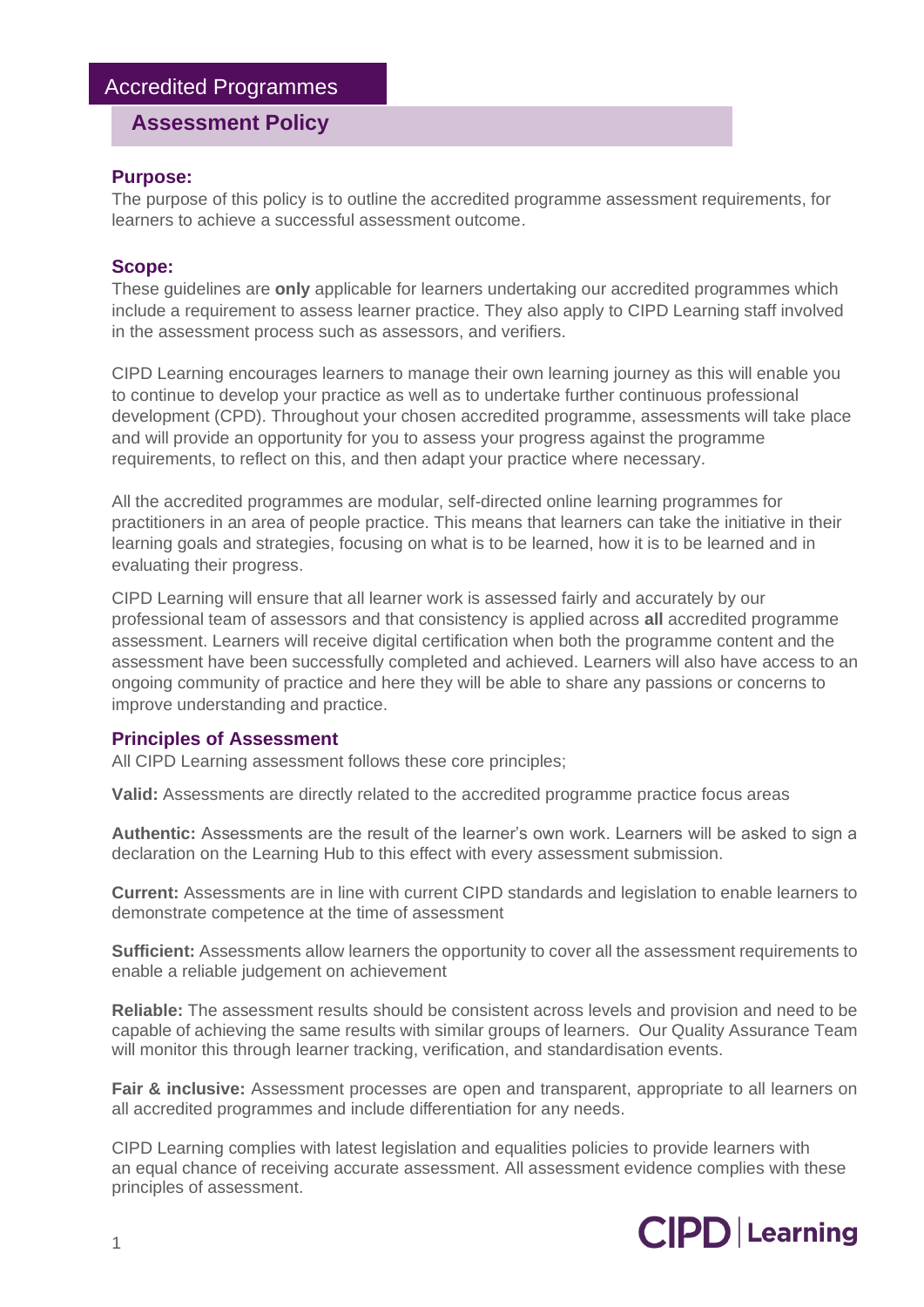# Accredited Programmes

## Assessment Policy

### Purpose:

The purpose of this policy is to outline the accredited programme assessment requirements, for learners to achieve a successful assessment outcome.

### Scope:

These guidelines are **only** applicable for learners undertaking our accredited programmes which include a requirement to assess learner practice. They also apply to CIPD Learning staff involved in the assessment process such as assessors, and verifiers.

CIPD Learning encourages learners to manage their own learning journey as this will enable you to continue to develop your practice as well as to undertake further continuous professional development (CPD). Throughout your chosen accredited programme, assessments will take place and will provide an opportunity for you to assess your progress against the programme requirements, to reflect on this, and then adapt your practice where necessary.

All the accredited programmes are modular, self-directed online learning programmes for practitioners in an area of people practice. This means that learners can take the initiative in their learning goals and strategies, focusing on what is to be learned, how it is to be learned and in evaluating their progress.

CIPD Learning will ensure that all learner work is assessed fairly and accurately by our professional team of assessors and that consistency is applied across **all** accredited programme assessment. Learners will receive digital certification when both the programme content and the assessment have been successfully completed and achieved. Learners will also have access to an ongoing community of practice and here they will be able to share any passions or concerns to improve understanding and practice.

### Principles of Assessment

All CIPD Learning assessment follows these core principles;

**Valid:** Assessments are directly related to the accredited programme practice focus areas

**Authentic:** Assessments are the result of the learner's own work. Learners will be asked to sign a declaration on the Learning Hub to this effect with every assessment submission.

**Current:** Assessments are in line with current CIPD standards and legislation to enable learners to demonstrate competence at the time of assessment

**Sufficient:** Assessments allow learners the opportunity to cover all the assessment requirements to enable a reliable judgement on achievement

**Reliable:** The assessment results should be consistent across levels and provision and need to be capable of achieving the same results with similar groups of learners. Our Quality Assurance Team will monitor this through learner tracking, verification, and standardisation events.

**Fair & inclusive:** Assessment processes are open and transparent, appropriate to all learners on all accredited programmes and include differentiation for any needs.

CIPD Learning complies with latest legislation and equalities policies to provide learners with an equal chance of receiving accurate assessment. All assessment evidence complies with these principles of assessment.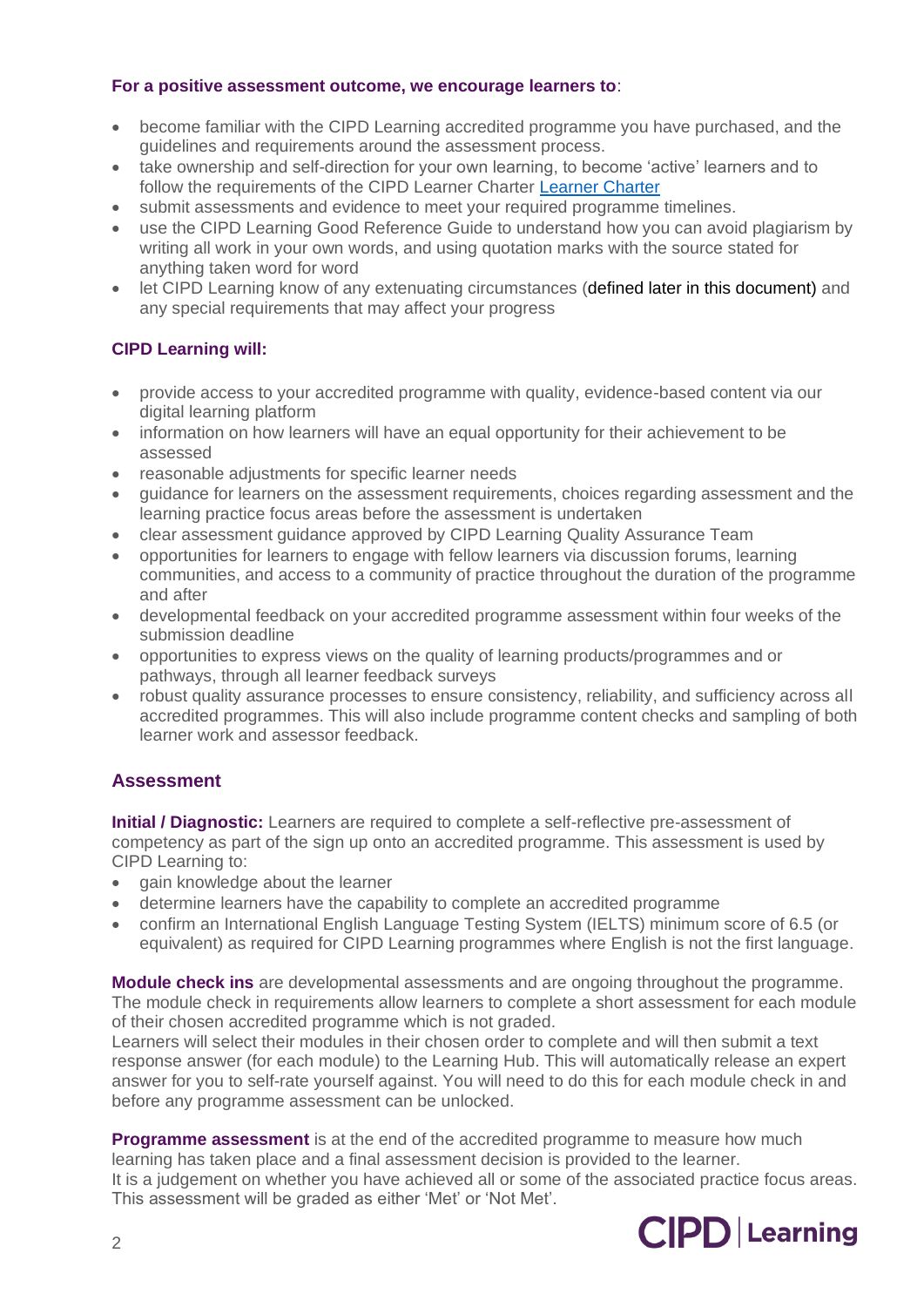**For a positive assessment outcome, we encourage learners to**:

- become familiar with the CIPD Learning accredited programme you have purchased, and the guidelines and requirements around the assessment process.
- take ownership and self-direction for your own learning, to become 'active' learners and to follow the requirements of the CIPD Learner Charter [Learner Charter]
- submit assessments and evidence to meet your required programme timelines.
- use the CIPD Learning Good Reference Guide to understand how you can avoid plagiarism by writing all work in your own words, and using quotation marks with the source stated for anything taken word for word
- let CIPD Learning know of any extenuating circumstances (defined later in this document) and any special requirements that may affect your progress

**CIPD Learning will:**

- provide access to your accredited programme with quality, evidence-based content via our digital learning platform
- information on how learners will have an equal opportunity for their achievement to be assessed
- reasonable adjustments for specific learner needs
- guidance for learners on the assessment requirements, choices regarding assessment and the learning practice focus areas before the assessment is undertaken
- clear assessment guidance approved by CIPD Learning Quality Assurance Team
- opportunities for learners to engage with fellow learners via discussion forums, learning communities, and access to a community of practice throughout the duration of the programme and after
- developmental feedback on your accredited programme assessment within four weeks of the submission deadline
- opportunities to express views on the quality of learning products/programmes and or pathways, through all learner feedback surveys
- robust quality assurance processes to ensure consistency, reliability, and sufficiency across all accredited programmes. This will also include programme content checks and sampling of both learner work and assessor feedback.

## Assessment

**Initial / Diagnostic:** Learners are required to complete a self-reflective pre-assessment of competency as part of the sign up onto an accredited programme. This assessment is used by CIPD Learning to:

- gain knowledge about the learner
- determine learners have the capability to complete an accredited programme
- confirm an International English Language Testing System (IELTS) minimum score of 6.5 (or equivalent) as required for CIPD Learning programmes where English is not the first language.

**Module check ins** are developmental assessments and are ongoing throughout the programme. The module check in requirements allow learners to complete a short assessment for each module of their chosen accredited programme which is not graded.
Learners will select their modules in their chosen order to complete and will then submit a text response answer (for each module) to the Learning Hub. This will automatically release an expert answer for you to self-rate yourself against. You will need to do this for each module check in and before any programme assessment can be unlocked.

**Programme assessment** is at the end of the accredited programme to measure how much learning has taken place and a final assessment decision is provided to the learner.
It is a judgement on whether you have achieved all or some of the associated practice focus areas. This assessment will be graded as either 'Met' or 'Not Met'.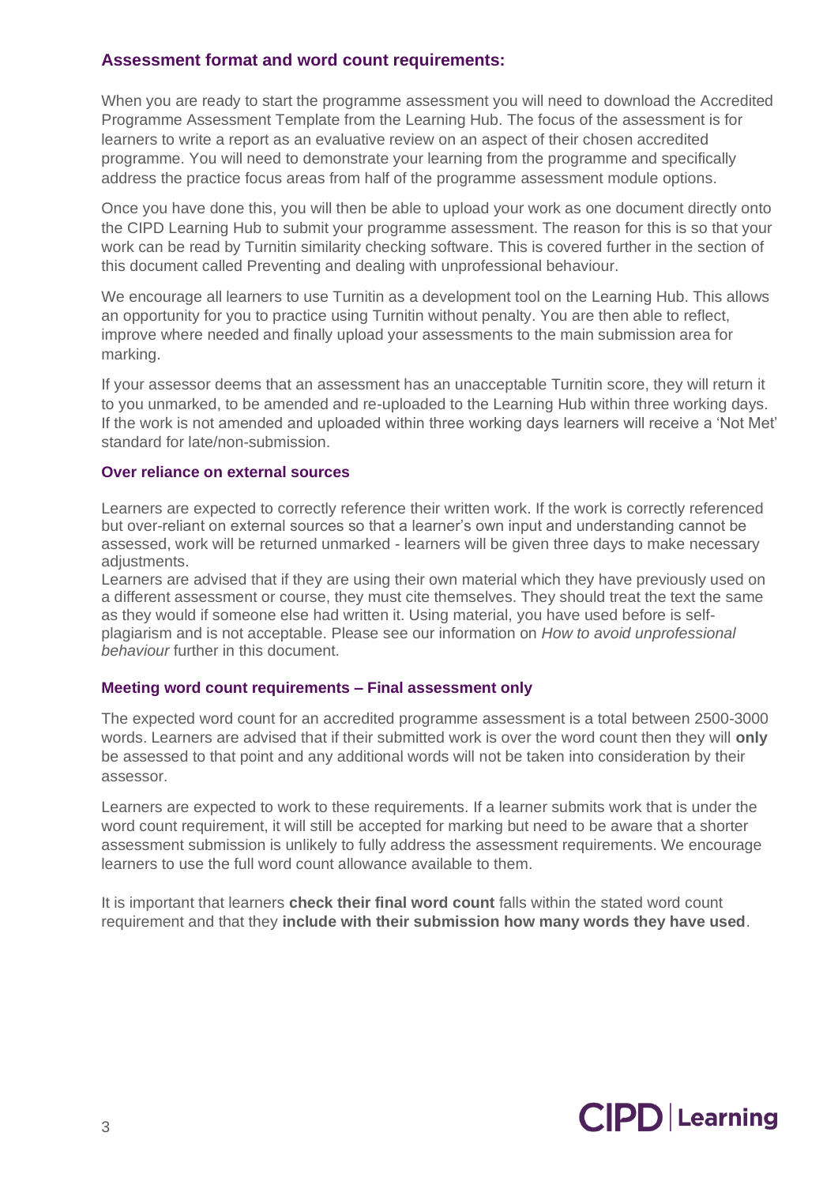## Assessment format and word count requirements:

When you are ready to start the programme assessment you will need to download the Accredited Programme Assessment Template from the Learning Hub. The focus of the assessment is for learners to write a report as an evaluative review on an aspect of their chosen accredited programme. You will need to demonstrate your learning from the programme and specifically address the practice focus areas from half of the programme assessment module options.

Once you have done this, you will then be able to upload your work as one document directly onto the CIPD Learning Hub to submit your programme assessment. The reason for this is so that your work can be read by Turnitin similarity checking software. This is covered further in the section of this document called Preventing and dealing with unprofessional behaviour.

We encourage all learners to use Turnitin as a development tool on the Learning Hub. This allows an opportunity for you to practice using Turnitin without penalty. You are then able to reflect, improve where needed and finally upload your assessments to the main submission area for marking.

If your assessor deems that an assessment has an unacceptable Turnitin score, they will return it to you unmarked, to be amended and re-uploaded to the Learning Hub within three working days. If the work is not amended and uploaded within three working days learners will receive a 'Not Met' standard for late/non-submission.

### Over reliance on external sources

Learners are expected to correctly reference their written work. If the work is correctly referenced but over-reliant on external sources so that a learner's own input and understanding cannot be assessed, work will be returned unmarked - learners will be given three days to make necessary adjustments.

Learners are advised that if they are using their own material which they have previously used on a different assessment or course, they must cite themselves. They should treat the text the same as they would if someone else had written it. Using material, you have used before is self-plagiarism and is not acceptable. Please see our information on *How to avoid unprofessional behaviour* further in this document.

### Meeting word count requirements – Final assessment only

The expected word count for an accredited programme assessment is a total between 2500-3000 words. Learners are advised that if their submitted work is over the word count then they will **only** be assessed to that point and any additional words will not be taken into consideration by their assessor.

Learners are expected to work to these requirements. If a learner submits work that is under the word count requirement, it will still be accepted for marking but need to be aware that a shorter assessment submission is unlikely to fully address the assessment requirements. We encourage learners to use the full word count allowance available to them.

It is important that learners **check their final word count** falls within the stated word count requirement and that they **include with their submission how many words they have used**.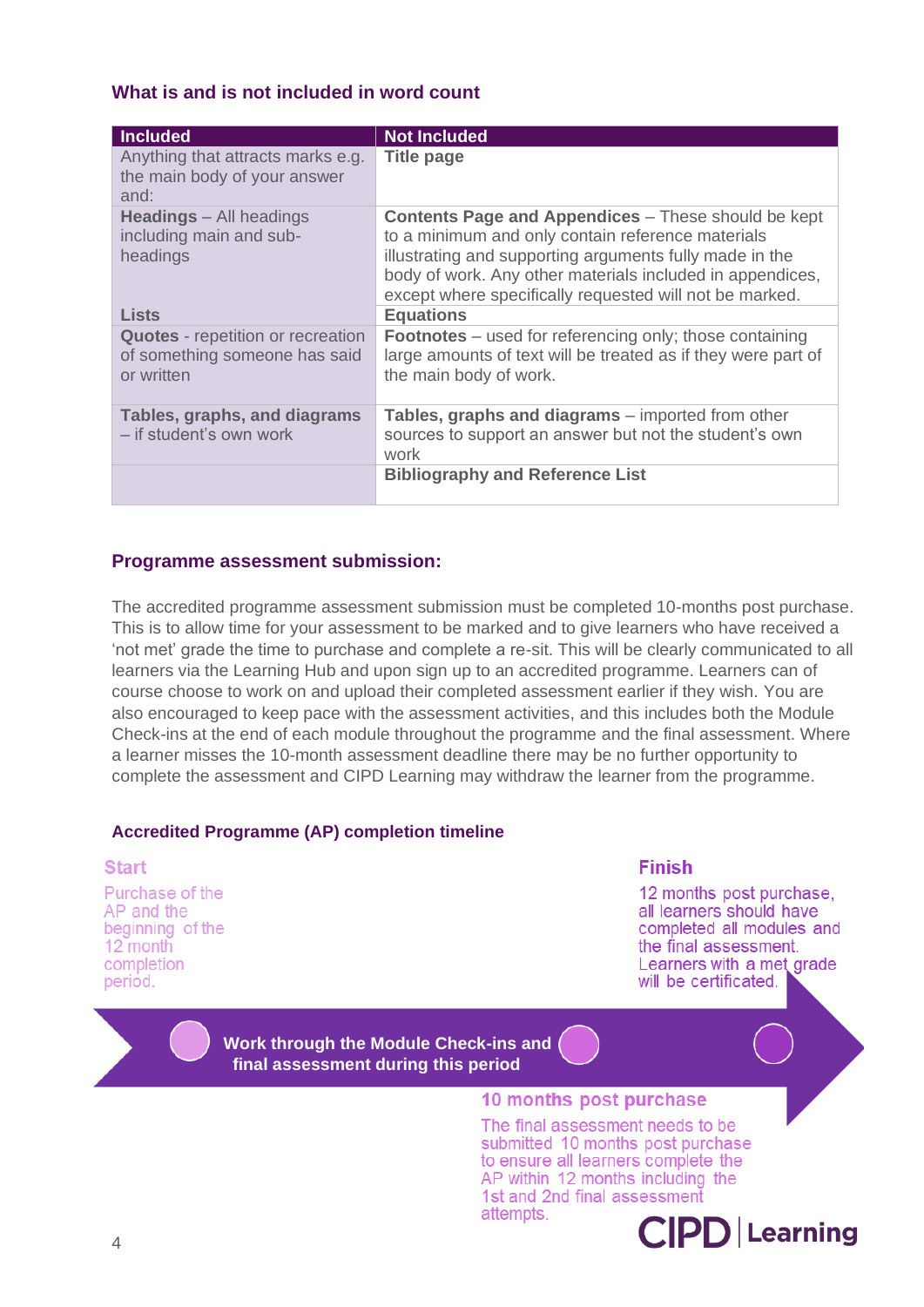### What is and is not included in word count

| Included | Not Included |
|---|---|
| Anything that attracts marks e.g. the main body of your answer and: | **Title page** |
| **Headings** – All headings including main and sub-headings | **Contents Page and Appendices** – These should be kept to a minimum and only contain reference materials illustrating and supporting arguments fully made in the body of work. Any other materials included in appendices, except where specifically requested will not be marked. |
| **Lists** | **Equations** |
| **Quotes** - repetition or recreation of something someone has said or written | **Footnotes** – used for referencing only; those containing large amounts of text will be treated as if they were part of the main body of work. |
| **Tables, graphs, and diagrams** – if student's own work | **Tables, graphs and diagrams** – imported from other sources to support an answer but not the student's own work |
| | **Bibliography and Reference List** |

### Programme assessment submission:

The accredited programme assessment submission must be completed 10-months post purchase. This is to allow time for your assessment to be marked and to give learners who have received a 'not met' grade the time to purchase and complete a re-sit. This will be clearly communicated to all learners via the Learning Hub and upon sign up to an accredited programme. Learners can of course choose to work on and upload their completed assessment earlier if they wish. You are also encouraged to keep pace with the assessment activities, and this includes both the Module Check-ins at the end of each module throughout the programme and the final assessment. Where a learner misses the 10-month assessment deadline there may be no further opportunity to complete the assessment and CIPD Learning may withdraw the learner from the programme.

#### Accredited Programme (AP) completion timeline

**Start**

Purchase of the AP and the beginning of the 12 month completion period.

**Work through the Module Check-ins and final assessment during this period**

**10 months post purchase**

The final assessment needs to be submitted 10 months post purchase to ensure all learners complete the AP within 12 months including the 1st and 2nd final assessment attempts.

**Finish**

12 months post purchase, all learners should have completed all modules and the final assessment. Learners with a met grade will be certificated.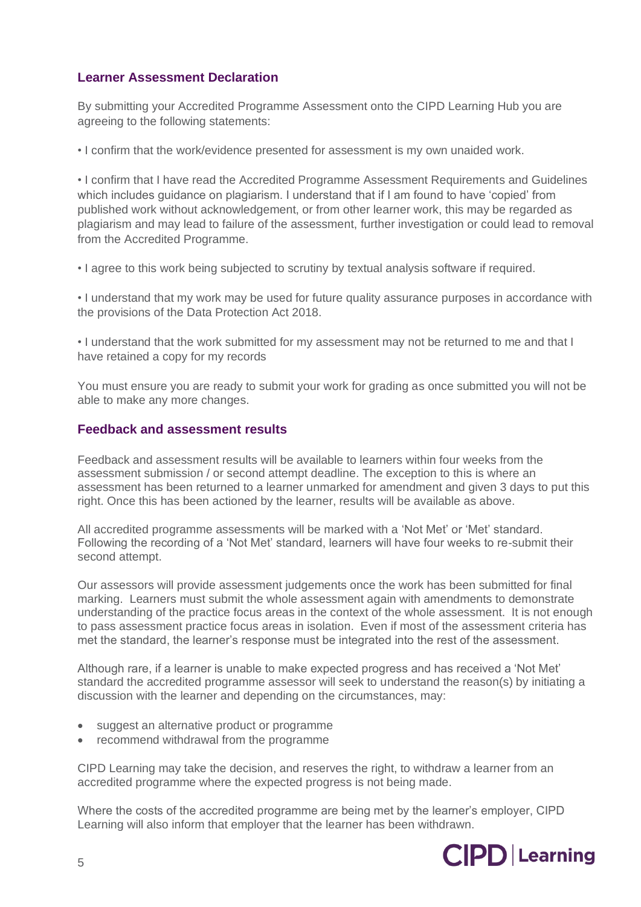## Learner Assessment Declaration

By submitting your Accredited Programme Assessment onto the CIPD Learning Hub you are agreeing to the following statements:

- I confirm that the work/evidence presented for assessment is my own unaided work.
- I confirm that I have read the Accredited Programme Assessment Requirements and Guidelines which includes guidance on plagiarism. I understand that if I am found to have 'copied' from published work without acknowledgement, or from other learner work, this may be regarded as plagiarism and may lead to failure of the assessment, further investigation or could lead to removal from the Accredited Programme.
- I agree to this work being subjected to scrutiny by textual analysis software if required.
- I understand that my work may be used for future quality assurance purposes in accordance with the provisions of the Data Protection Act 2018.
- I understand that the work submitted for my assessment may not be returned to me and that I have retained a copy for my records

You must ensure you are ready to submit your work for grading as once submitted you will not be able to make any more changes.

## Feedback and assessment results

Feedback and assessment results will be available to learners within four weeks from the assessment submission / or second attempt deadline. The exception to this is where an assessment has been returned to a learner unmarked for amendment and given 3 days to put this right. Once this has been actioned by the learner, results will be available as above.

All accredited programme assessments will be marked with a 'Not Met' or 'Met' standard. Following the recording of a 'Not Met' standard, learners will have four weeks to re-submit their second attempt.

Our assessors will provide assessment judgements once the work has been submitted for final marking. Learners must submit the whole assessment again with amendments to demonstrate understanding of the practice focus areas in the context of the whole assessment. It is not enough to pass assessment practice focus areas in isolation. Even if most of the assessment criteria has met the standard, the learner's response must be integrated into the rest of the assessment.

Although rare, if a learner is unable to make expected progress and has received a 'Not Met' standard the accredited programme assessor will seek to understand the reason(s) by initiating a discussion with the learner and depending on the circumstances, may:

- suggest an alternative product or programme
- recommend withdrawal from the programme

CIPD Learning may take the decision, and reserves the right, to withdraw a learner from an accredited programme where the expected progress is not being made.

Where the costs of the accredited programme are being met by the learner's employer, CIPD Learning will also inform that employer that the learner has been withdrawn.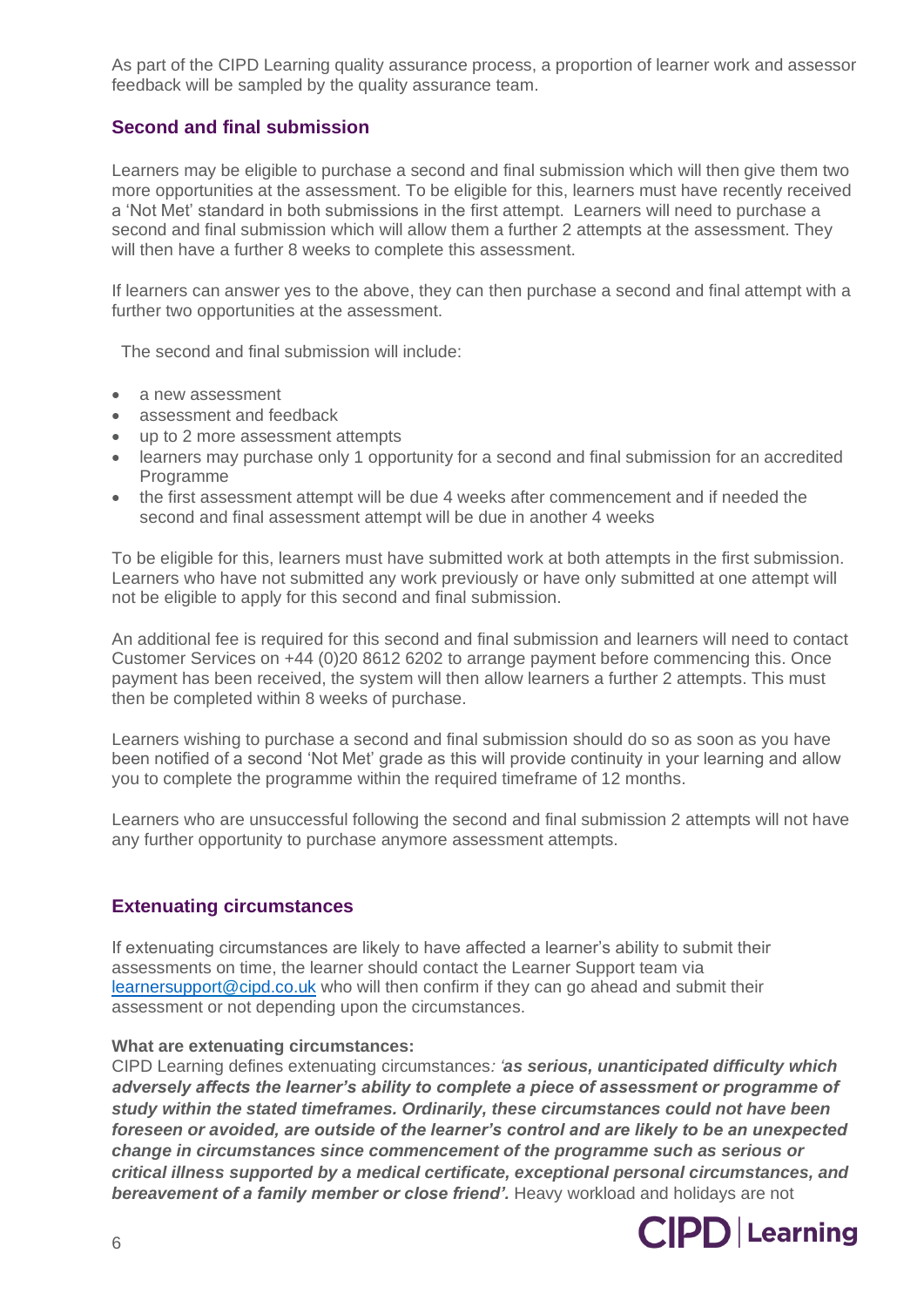As part of the CIPD Learning quality assurance process, a proportion of learner work and assessor feedback will be sampled by the quality assurance team.

## Second and final submission

Learners may be eligible to purchase a second and final submission which will then give them two more opportunities at the assessment. To be eligible for this, learners must have recently received a 'Not Met' standard in both submissions in the first attempt. Learners will need to purchase a second and final submission which will allow them a further 2 attempts at the assessment. They will then have a further 8 weeks to complete this assessment.

If learners can answer yes to the above, they can then purchase a second and final attempt with a further two opportunities at the assessment.

The second and final submission will include:

- a new assessment
- assessment and feedback
- up to 2 more assessment attempts
- learners may purchase only 1 opportunity for a second and final submission for an accredited Programme
- the first assessment attempt will be due 4 weeks after commencement and if needed the second and final assessment attempt will be due in another 4 weeks

To be eligible for this, learners must have submitted work at both attempts in the first submission. Learners who have not submitted any work previously or have only submitted at one attempt will not be eligible to apply for this second and final submission.

An additional fee is required for this second and final submission and learners will need to contact Customer Services on +44 (0)20 8612 6202 to arrange payment before commencing this. Once payment has been received, the system will then allow learners a further 2 attempts. This must then be completed within 8 weeks of purchase.

Learners wishing to purchase a second and final submission should do so as soon as you have been notified of a second 'Not Met' grade as this will provide continuity in your learning and allow you to complete the programme within the required timeframe of 12 months.

Learners who are unsuccessful following the second and final submission 2 attempts will not have any further opportunity to purchase anymore assessment attempts.

## Extenuating circumstances

If extenuating circumstances are likely to have affected a learner's ability to submit their assessments on time, the learner should contact the Learner Support team via learnersupport@cipd.co.uk who will then confirm if they can go ahead and submit their assessment or not depending upon the circumstances.

**What are extenuating circumstances:**

CIPD Learning defines extenuating circumstances*: '**as serious, unanticipated difficulty which adversely affects the learner's ability to complete a piece of assessment or programme of study within the stated timeframes. Ordinarily, these circumstances could not have been foreseen or avoided, are outside of the learner's control and are likely to be an unexpected change in circumstances since commencement of the programme such as serious or critical illness supported by a medical certificate, exceptional personal circumstances, and bereavement of a family member or close friend'.*** Heavy workload and holidays are not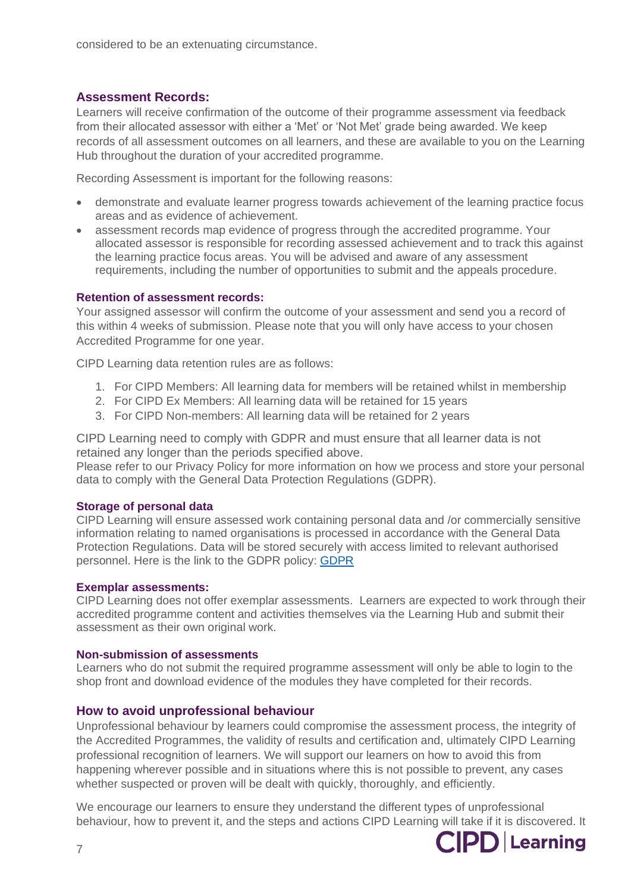considered to be an extenuating circumstance.

## Assessment Records:

Learners will receive confirmation of the outcome of their programme assessment via feedback from their allocated assessor with either a 'Met' or 'Not Met' grade being awarded. We keep records of all assessment outcomes on all learners, and these are available to you on the Learning Hub throughout the duration of your accredited programme.

Recording Assessment is important for the following reasons:

- demonstrate and evaluate learner progress towards achievement of the learning practice focus areas and as evidence of achievement.
- assessment records map evidence of progress through the accredited programme. Your allocated assessor is responsible for recording assessed achievement and to track this against the learning practice focus areas. You will be advised and aware of any assessment requirements, including the number of opportunities to submit and the appeals procedure.

### Retention of assessment records:

Your assigned assessor will confirm the outcome of your assessment and send you a record of this within 4 weeks of submission. Please note that you will only have access to your chosen Accredited Programme for one year.

CIPD Learning data retention rules are as follows:

1. For CIPD Members: All learning data for members will be retained whilst in membership
2. For CIPD Ex Members: All learning data will be retained for 15 years
3. For CIPD Non-members: All learning data will be retained for 2 years

CIPD Learning need to comply with GDPR and must ensure that all learner data is not retained any longer than the periods specified above.
Please refer to our Privacy Policy for more information on how we process and store your personal data to comply with the General Data Protection Regulations (GDPR).

### Storage of personal data

CIPD Learning will ensure assessed work containing personal data and /or commercially sensitive information relating to named organisations is processed in accordance with the General Data Protection Regulations. Data will be stored securely with access limited to relevant authorised personnel. Here is the link to the GDPR policy: [GDPR]

### Exemplar assessments:

CIPD Learning does not offer exemplar assessments. Learners are expected to work through their accredited programme content and activities themselves via the Learning Hub and submit their assessment as their own original work.

### Non-submission of assessments

Learners who do not submit the required programme assessment will only be able to login to the shop front and download evidence of the modules they have completed for their records.

## How to avoid unprofessional behaviour

Unprofessional behaviour by learners could compromise the assessment process, the integrity of the Accredited Programmes, the validity of results and certification and, ultimately CIPD Learning professional recognition of learners. We will support our learners on how to avoid this from happening wherever possible and in situations where this is not possible to prevent, any cases whether suspected or proven will be dealt with quickly, thoroughly, and efficiently.

We encourage our learners to ensure they understand the different types of unprofessional behaviour, how to prevent it, and the steps and actions CIPD Learning will take if it is discovered. It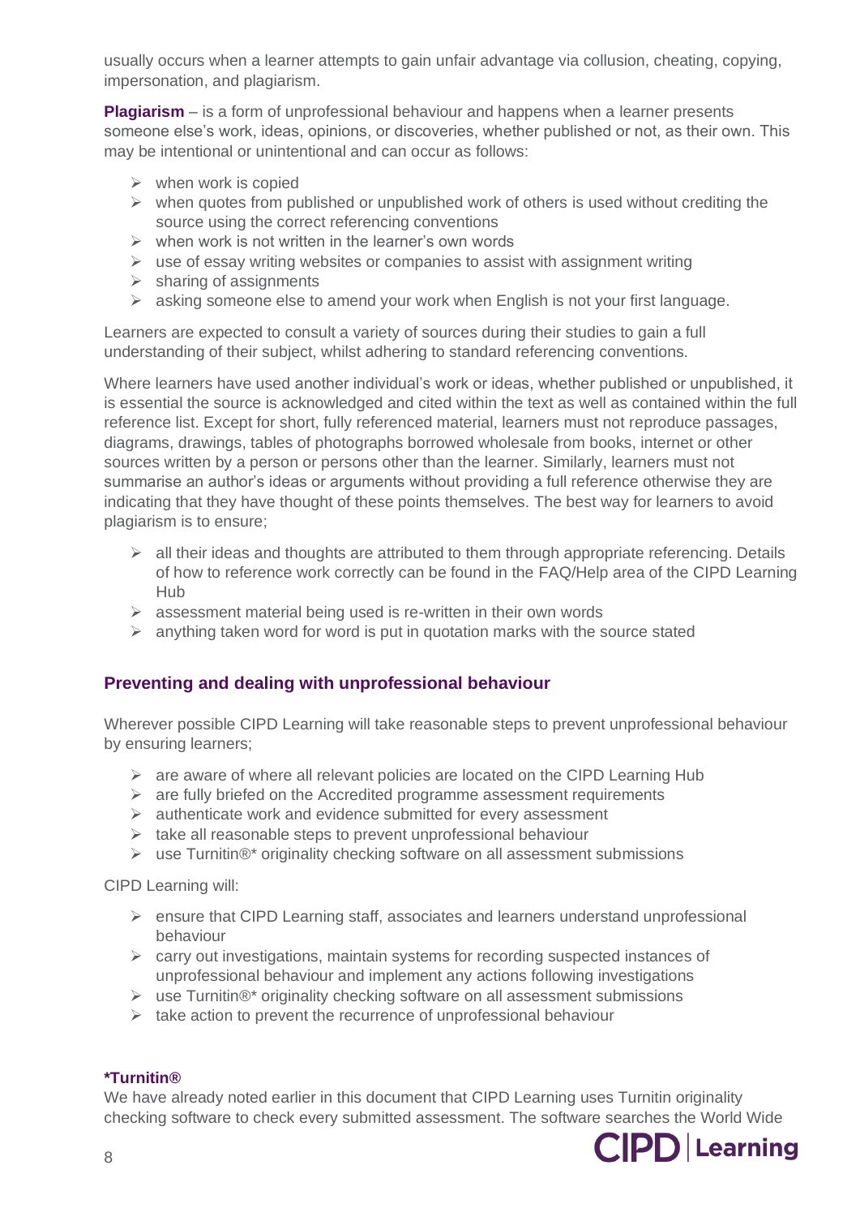usually occurs when a learner attempts to gain unfair advantage via collusion, cheating, copying, impersonation, and plagiarism.

**Plagiarism** – is a form of unprofessional behaviour and happens when a learner presents someone else's work, ideas, opinions, or discoveries, whether published or not, as their own. This may be intentional or unintentional and can occur as follows:

- when work is copied
- when quotes from published or unpublished work of others is used without crediting the source using the correct referencing conventions
- when work is not written in the learner's own words
- use of essay writing websites or companies to assist with assignment writing
- sharing of assignments
- asking someone else to amend your work when English is not your first language.

Learners are expected to consult a variety of sources during their studies to gain a full understanding of their subject, whilst adhering to standard referencing conventions.

Where learners have used another individual's work or ideas, whether published or unpublished, it is essential the source is acknowledged and cited within the text as well as contained within the full reference list. Except for short, fully referenced material, learners must not reproduce passages, diagrams, drawings, tables of photographs borrowed wholesale from books, internet or other sources written by a person or persons other than the learner. Similarly, learners must not summarise an author's ideas or arguments without providing a full reference otherwise they are indicating that they have thought of these points themselves. The best way for learners to avoid plagiarism is to ensure;

- all their ideas and thoughts are attributed to them through appropriate referencing. Details of how to reference work correctly can be found in the FAQ/Help area of the CIPD Learning Hub
- assessment material being used is re-written in their own words
- anything taken word for word is put in quotation marks with the source stated

## Preventing and dealing with unprofessional behaviour

Wherever possible CIPD Learning will take reasonable steps to prevent unprofessional behaviour by ensuring learners;

- are aware of where all relevant policies are located on the CIPD Learning Hub
- are fully briefed on the Accredited programme assessment requirements
- authenticate work and evidence submitted for every assessment
- take all reasonable steps to prevent unprofessional behaviour
- use Turnitin®* originality checking software on all assessment submissions

CIPD Learning will:

- ensure that CIPD Learning staff, associates and learners understand unprofessional behaviour
- carry out investigations, maintain systems for recording suspected instances of unprofessional behaviour and implement any actions following investigations
- use Turnitin®* originality checking software on all assessment submissions
- take action to prevent the recurrence of unprofessional behaviour

**\*Turnitin®**

We have already noted earlier in this document that CIPD Learning uses Turnitin originality checking software to check every submitted assessment. The software searches the World Wide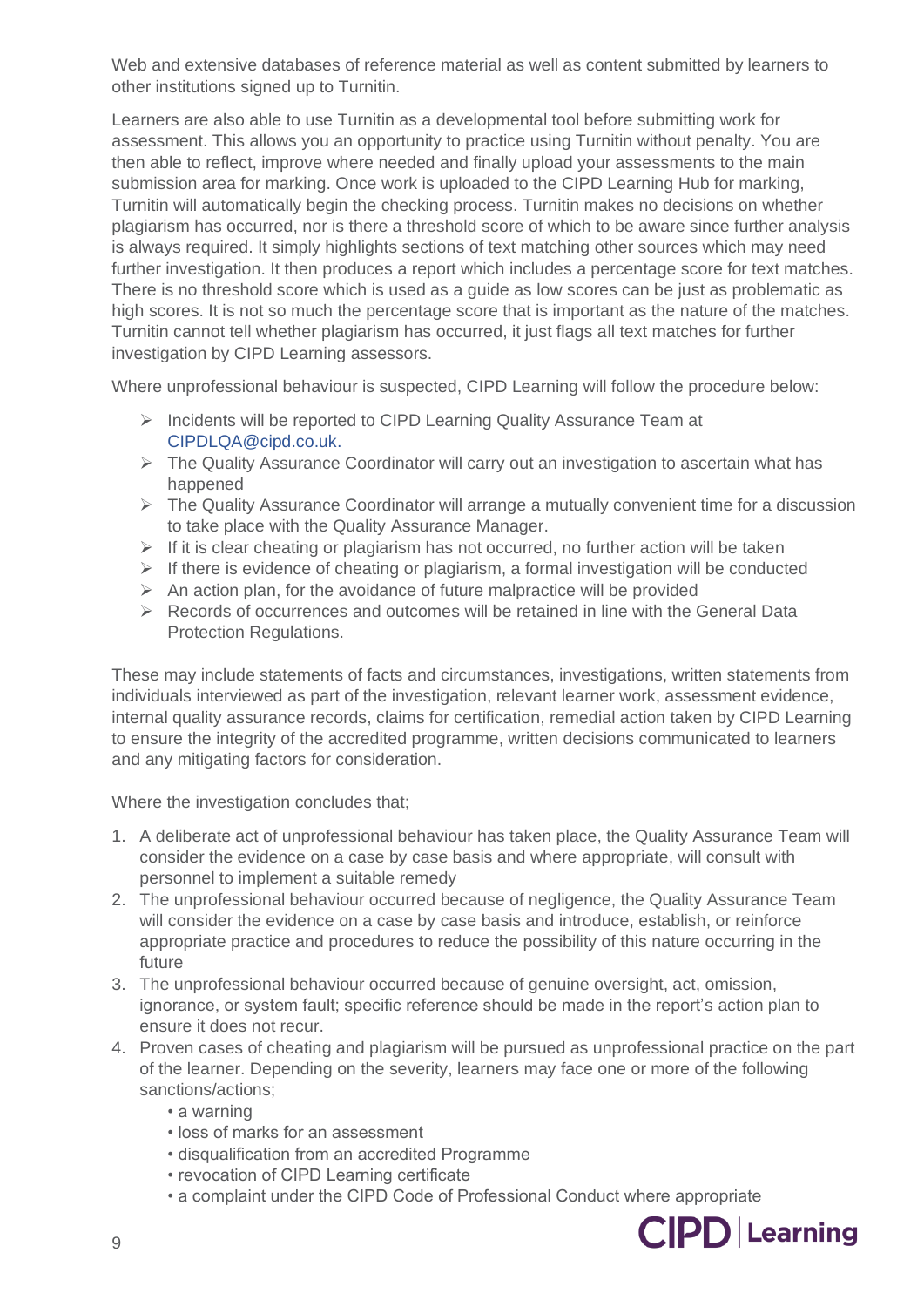Web and extensive databases of reference material as well as content submitted by learners to other institutions signed up to Turnitin.

Learners are also able to use Turnitin as a developmental tool before submitting work for assessment. This allows you an opportunity to practice using Turnitin without penalty. You are then able to reflect, improve where needed and finally upload your assessments to the main submission area for marking. Once work is uploaded to the CIPD Learning Hub for marking, Turnitin will automatically begin the checking process. Turnitin makes no decisions on whether plagiarism has occurred, nor is there a threshold score of which to be aware since further analysis is always required. It simply highlights sections of text matching other sources which may need further investigation. It then produces a report which includes a percentage score for text matches. There is no threshold score which is used as a guide as low scores can be just as problematic as high scores. It is not so much the percentage score that is important as the nature of the matches. Turnitin cannot tell whether plagiarism has occurred, it just flags all text matches for further investigation by CIPD Learning assessors.

Where unprofessional behaviour is suspected, CIPD Learning will follow the procedure below:

- Incidents will be reported to CIPD Learning Quality Assurance Team at CIPDLQA@cipd.co.uk.
- The Quality Assurance Coordinator will carry out an investigation to ascertain what has happened
- The Quality Assurance Coordinator will arrange a mutually convenient time for a discussion to take place with the Quality Assurance Manager.
- If it is clear cheating or plagiarism has not occurred, no further action will be taken
- If there is evidence of cheating or plagiarism, a formal investigation will be conducted
- An action plan, for the avoidance of future malpractice will be provided
- Records of occurrences and outcomes will be retained in line with the General Data Protection Regulations.

These may include statements of facts and circumstances, investigations, written statements from individuals interviewed as part of the investigation, relevant learner work, assessment evidence, internal quality assurance records, claims for certification, remedial action taken by CIPD Learning to ensure the integrity of the accredited programme, written decisions communicated to learners and any mitigating factors for consideration.

Where the investigation concludes that;

1. A deliberate act of unprofessional behaviour has taken place, the Quality Assurance Team will consider the evidence on a case by case basis and where appropriate, will consult with personnel to implement a suitable remedy
2. The unprofessional behaviour occurred because of negligence, the Quality Assurance Team will consider the evidence on a case by case basis and introduce, establish, or reinforce appropriate practice and procedures to reduce the possibility of this nature occurring in the future
3. The unprofessional behaviour occurred because of genuine oversight, act, omission, ignorance, or system fault; specific reference should be made in the report's action plan to ensure it does not recur.
4. Proven cases of cheating and plagiarism will be pursued as unprofessional practice on the part of the learner. Depending on the severity, learners may face one or more of the following sanctions/actions;
   - a warning
   - loss of marks for an assessment
   - disqualification from an accredited Programme
   - revocation of CIPD Learning certificate
   - a complaint under the CIPD Code of Professional Conduct where appropriate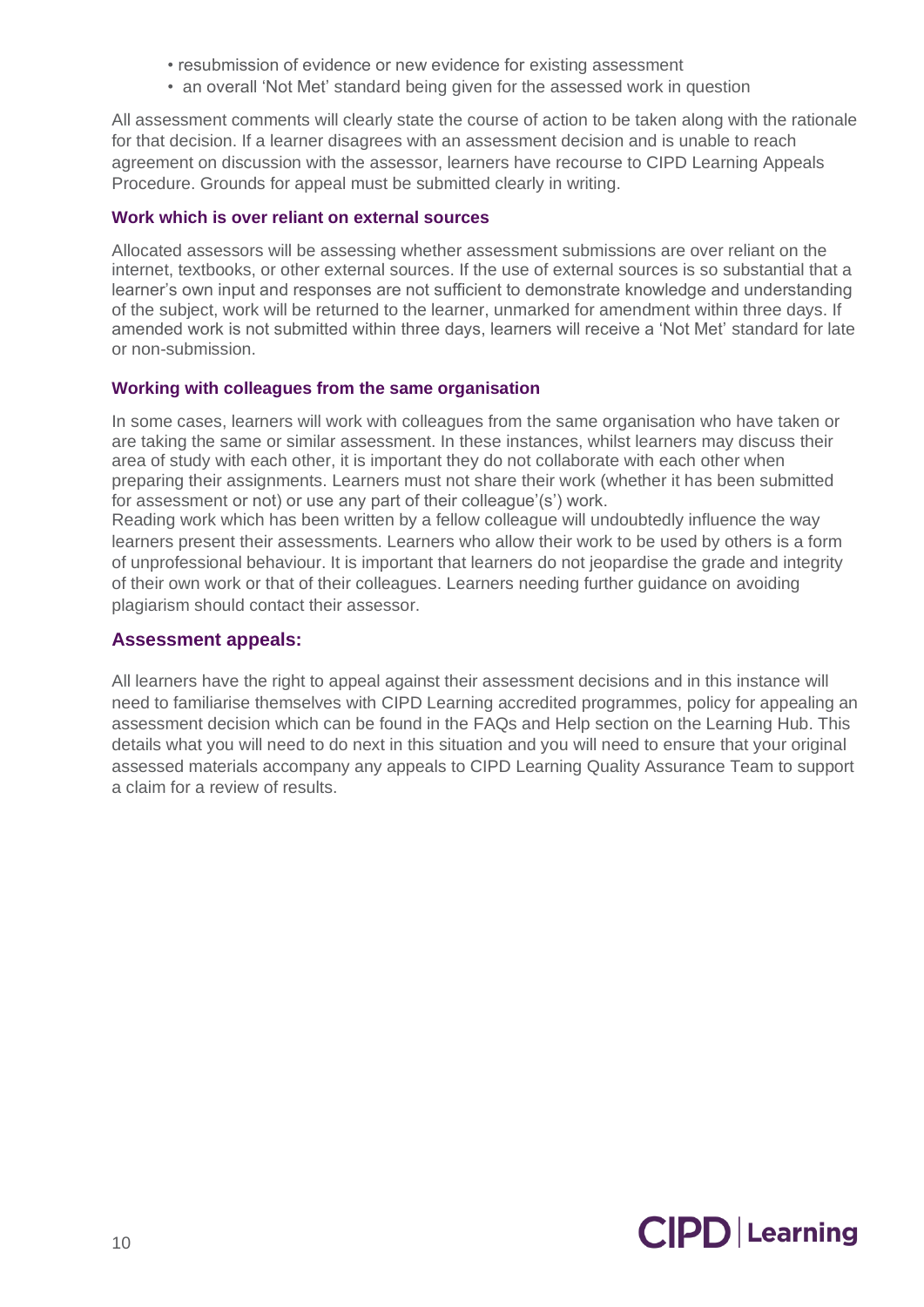- resubmission of evidence or new evidence for existing assessment
- an overall 'Not Met' standard being given for the assessed work in question

All assessment comments will clearly state the course of action to be taken along with the rationale for that decision. If a learner disagrees with an assessment decision and is unable to reach agreement on discussion with the assessor, learners have recourse to CIPD Learning Appeals Procedure. Grounds for appeal must be submitted clearly in writing.

#### Work which is over reliant on external sources

Allocated assessors will be assessing whether assessment submissions are over reliant on the internet, textbooks, or other external sources. If the use of external sources is so substantial that a learner's own input and responses are not sufficient to demonstrate knowledge and understanding of the subject, work will be returned to the learner, unmarked for amendment within three days. If amended work is not submitted within three days, learners will receive a 'Not Met' standard for late or non-submission.

#### Working with colleagues from the same organisation

In some cases, learners will work with colleagues from the same organisation who have taken or are taking the same or similar assessment. In these instances, whilst learners may discuss their area of study with each other, it is important they do not collaborate with each other when preparing their assignments. Learners must not share their work (whether it has been submitted for assessment or not) or use any part of their colleague'(s') work.
Reading work which has been written by a fellow colleague will undoubtedly influence the way learners present their assessments. Learners who allow their work to be used by others is a form of unprofessional behaviour. It is important that learners do not jeopardise the grade and integrity of their own work or that of their colleagues. Learners needing further guidance on avoiding plagiarism should contact their assessor.

### Assessment appeals:

All learners have the right to appeal against their assessment decisions and in this instance will need to familiarise themselves with CIPD Learning accredited programmes, policy for appealing an assessment decision which can be found in the FAQs and Help section on the Learning Hub. This details what you will need to do next in this situation and you will need to ensure that your original assessed materials accompany any appeals to CIPD Learning Quality Assurance Team to support a claim for a review of results.